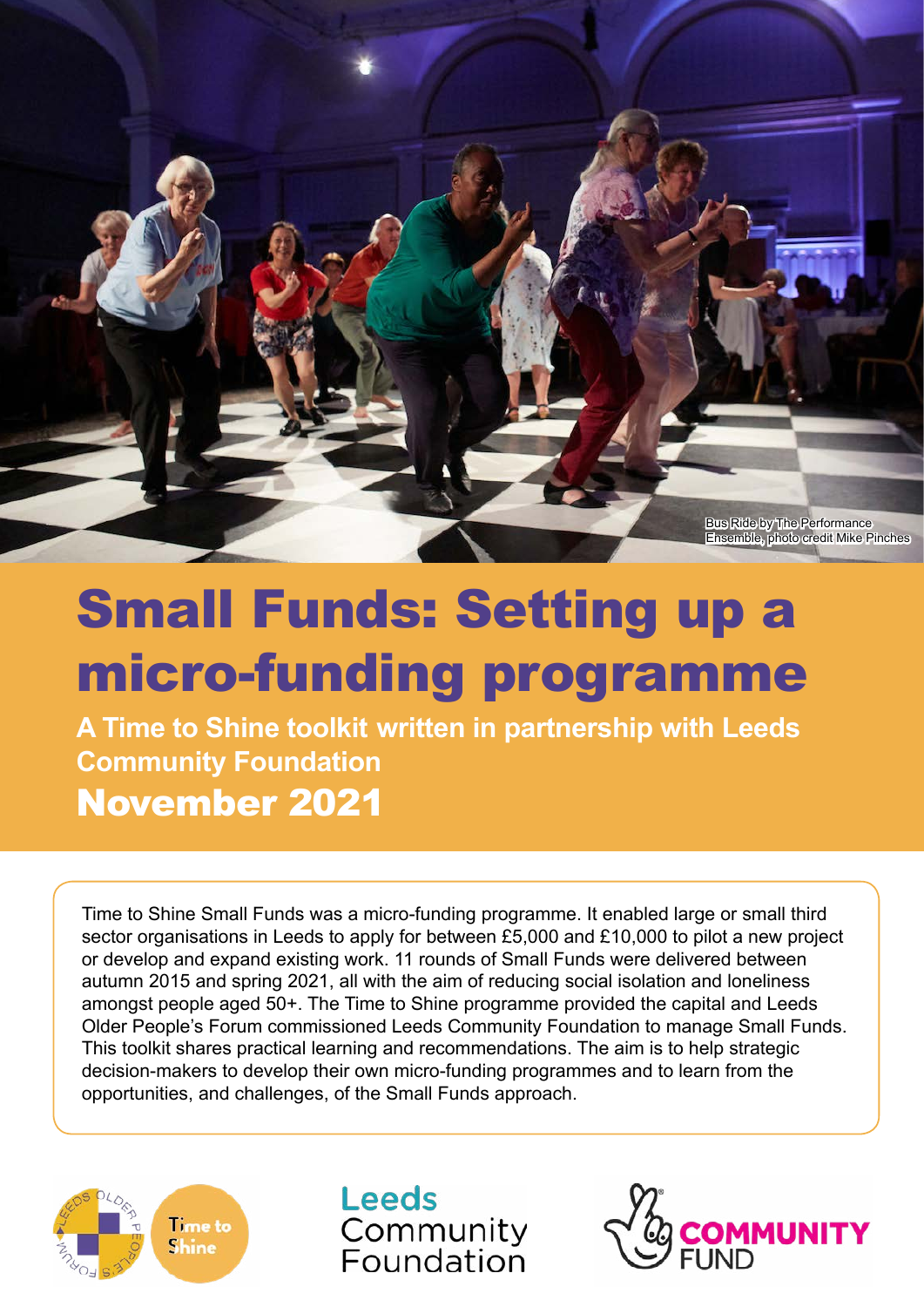Bus Ride by The Performance Ensemble, photo credit Mike Pinches

# Small Funds: Setting up a micro-funding programme

**A Time to Shine toolkit written in partnership with Leeds Community Foundation**

## November 2021

Time to Shine Small Funds was a micro-funding programme. It enabled large or small third sector organisations in Leeds to apply for between £5,000 and £10,000 to pilot a new project or develop and expand existing work. 11 rounds of Small Funds were delivered between autumn 2015 and spring 2021, all with the aim of reducing social isolation and loneliness amongst people aged 50+. The Time to Shine programme provided the capital and Leeds Older People's Forum commissioned Leeds Community Foundation to manage Small Funds. This toolkit shares practical learning and recommendations. The aim is to help strategic decision-makers to develop their own micro-funding programmes and to learn from the opportunities, and challenges, of the Small Funds approach.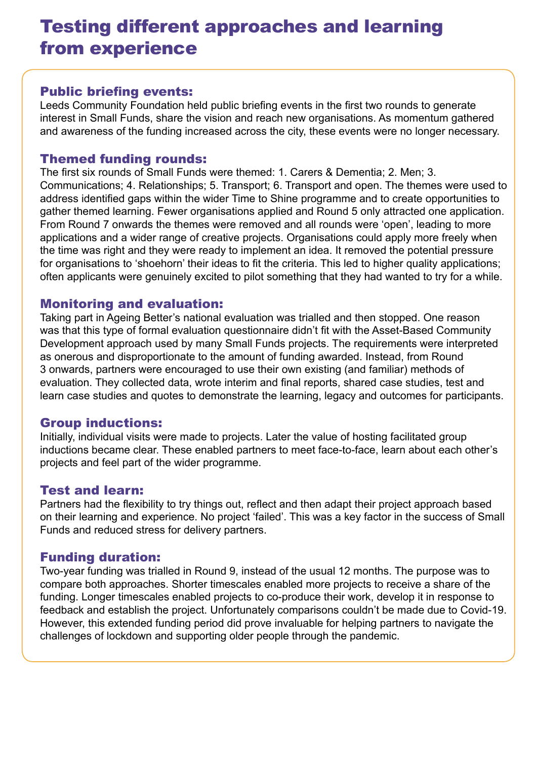# Testing different approaches and learning from experience

## Public briefing events:

Leeds Community Foundation held public briefing events in the first two rounds to generate interest in Small Funds, share the vision and reach new organisations. As momentum gathered and awareness of the funding increased across the city, these events were no longer necessary.

## Themed funding rounds:

The first six rounds of Small Funds were themed: 1. Carers & Dementia; 2. Men; 3. Communications; 4. Relationships; 5. Transport; 6. Transport and open. The themes were used to address identified gaps within the wider Time to Shine programme and to create opportunities to gather themed learning. Fewer organisations applied and Round 5 only attracted one application. From Round 7 onwards the themes were removed and all rounds were 'open', leading to more applications and a wider range of creative projects. Organisations could apply more freely when the time was right and they were ready to implement an idea. It removed the potential pressure for organisations to 'shoehorn' their ideas to fit the criteria. This led to higher quality applications; often applicants were genuinely excited to pilot something that they had wanted to try for a while.

## Monitoring and evaluation:

Taking part in Ageing Better's national evaluation was trialled and then stopped. One reason was that this type of formal evaluation questionnaire didn't fit with the Asset-Based Community Development approach used by many Small Funds projects. The requirements were interpreted as onerous and disproportionate to the amount of funding awarded. Instead, from Round 3 onwards, partners were encouraged to use their own existing (and familiar) methods of evaluation. They collected data, wrote interim and final reports, shared case studies, test and learn case studies and quotes to demonstrate the learning, legacy and outcomes for participants.

## Group inductions:

Initially, individual visits were made to projects. Later the value of hosting facilitated group inductions became clear. These enabled partners to meet face-to-face, learn about each other's projects and feel part of the wider programme.

## Test and learn:

Partners had the flexibility to try things out, reflect and then adapt their project approach based on their learning and experience. No project 'failed'. This was a key factor in the success of Small Funds and reduced stress for delivery partners.

## Funding duration:

Two-year funding was trialled in Round 9, instead of the usual 12 months. The purpose was to compare both approaches. Shorter timescales enabled more projects to receive a share of the funding. Longer timescales enabled projects to co-produce their work, develop it in response to feedback and establish the project. Unfortunately comparisons couldn't be made due to Covid-19. However, this extended funding period did prove invaluable for helping partners to navigate the challenges of lockdown and supporting older people through the pandemic.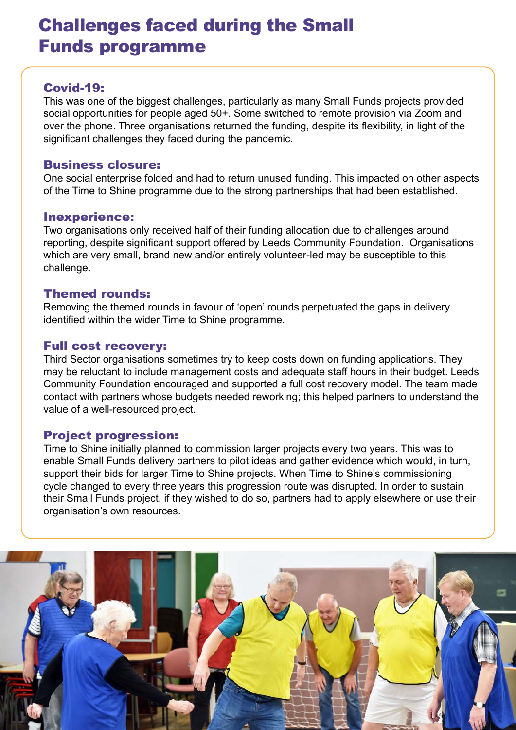# Challenges faced during the Small Funds programme

## Covid-19:

This was one of the biggest challenges, particularly as many Small Funds projects provided social opportunities for people aged 50+. Some switched to remote provision via Zoom and over the phone. Three organisations returned the funding, despite its flexibility, in light of the significant challenges they faced during the pandemic.

## Business closure:

One social enterprise folded and had to return unused funding. This impacted on other aspects of the Time to Shine programme due to the strong partnerships that had been established.

## Inexperience:

Two organisations only received half of their funding allocation due to challenges around reporting, despite significant support offered by Leeds Community Foundation. Organisations which are very small, brand new and/or entirely volunteer-led may be susceptible to this challenge.

## Themed rounds:

Removing the themed rounds in favour of 'open' rounds perpetuated the gaps in delivery identified within the wider Time to Shine programme.

## Full cost recovery:

Third Sector organisations sometimes try to keep costs down on funding applications. They may be reluctant to include management costs and adequate staff hours in their budget. Leeds Community Foundation encouraged and supported a full cost recovery model. The team made contact with partners whose budgets needed reworking; this helped partners to understand the value of a well-resourced project.

## Project progression:

Time to Shine initially planned to commission larger projects every two years. This was to enable Small Funds delivery partners to pilot ideas and gather evidence which would, in turn, support their bids for larger Time to Shine projects. When Time to Shine's commissioning cycle changed to every three years this progression route was disrupted. In order to sustain their Small Funds project, if they wished to do so, partners had to apply elsewhere or use their organisation's own resources.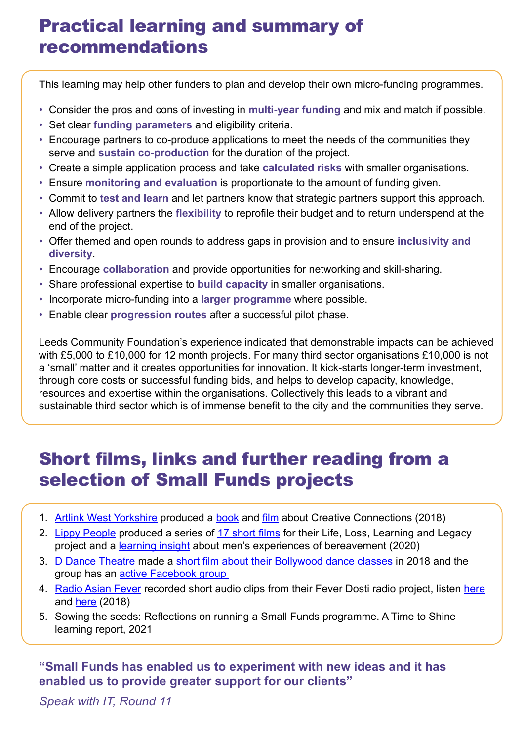# Practical learning and summary of recommendations

This learning may help other funders to plan and develop their own micro-funding programmes.

- Consider the pros and cons of investing in **multi-year funding** and mix and match if possible.
- Set clear **funding parameters** and eligibility criteria.
- Encourage partners to co-produce applications to meet the needs of the communities they serve and **sustain co-production** for the duration of the project.
- Create a simple application process and take **calculated risks** with smaller organisations.
- Ensure **monitoring and evaluation** is proportionate to the amount of funding given.
- Commit to **test and learn** and let partners know that strategic partners support this approach.
- Allow delivery partners the **flexibility** to reprofile their budget and to return underspend at the end of the project.
- Offer themed and open rounds to address gaps in provision and to ensure **inclusivity and diversity**.
- Encourage **collaboration** and provide opportunities for networking and skill-sharing.
- Share professional expertise to **build capacity** in smaller organisations.
- Incorporate micro-funding into a **larger programme** where possible.
- Enable clear **progression routes** after a successful pilot phase.

Leeds Community Foundation's experience indicated that demonstrable impacts can be achieved with £5,000 to £10,000 for 12 month projects. For many third sector organisations £10,000 is not a 'small' matter and it creates opportunities for innovation. It kick-starts longer-term investment, through core costs or successful funding bids, and helps to develop capacity, knowledge, resources and expertise within the organisations. Collectively this leads to a vibrant and sustainable third sector which is of immense benefit to the city and the communities they serve.

# Short films, links and further reading from a selection of Small Funds projects

1. Artlink West Yorkshire produced a book and film about Creative Connections (2018)
2. Lippy People produced a series of 17 short films for their Life, Loss, Learning and Legacy project and a learning insight about men's experiences of bereavement (2020)
3. D Dance Theatre made a short film about their Bollywood dance classes in 2018 and the group has an active Facebook group
4. Radio Asian Fever recorded short audio clips from their Fever Dosti radio project, listen here and here (2018)
5. Sowing the seeds: Reflections on running a Small Funds programme. A Time to Shine learning report, 2021

**"Small Funds has enabled us to experiment with new ideas and it has enabled us to provide greater support for our clients"**

*Speak with IT, Round 11*